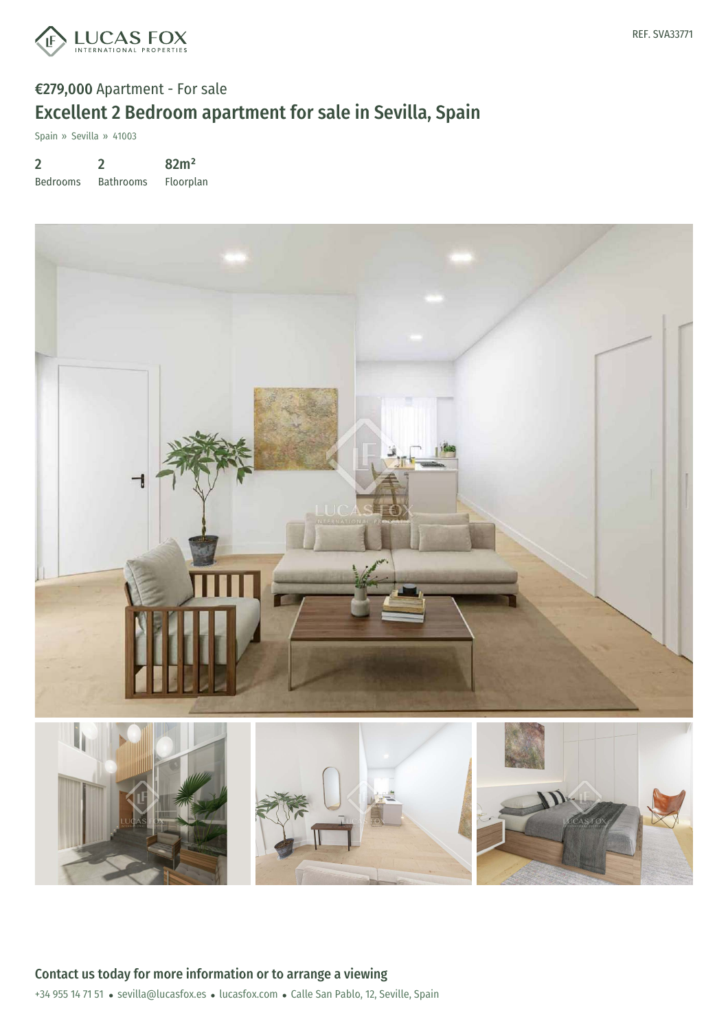REF. SVA33771

**€279,000** Apartment - For sale

# Excellent 2 Bedroom apartment for sale in Sevilla, Spain

Spain » Sevilla » 41003

| 2 | 2 | 82m² |
|---|---|---|
| Bedrooms | Bathrooms | Floorplan |

## Contact us today for more information or to arrange a viewing

+34 955 14 71 51 • sevilla@lucasfox.es • lucasfox.com • Calle San Pablo, 12, Seville, Spain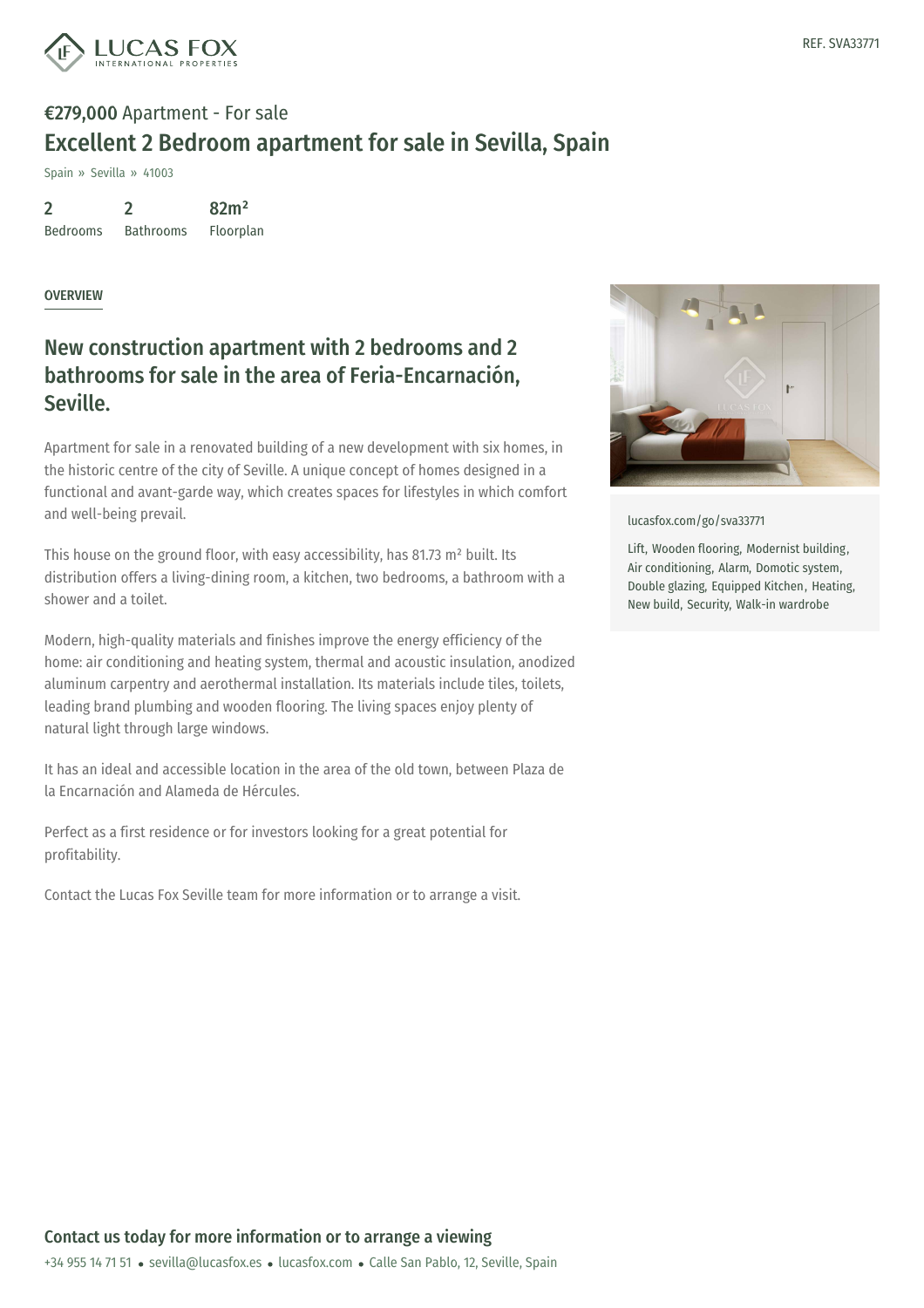REF. SVA33771

**€279,000** Apartment - For sale

# Excellent 2 Bedroom apartment for sale in Sevilla, Spain

Spain » Sevilla » 41003

| 2 | 2 | 82m² |
|---|---|---|
| Bedrooms | Bathrooms | Floorplan |

OVERVIEW

## New construction apartment with 2 bedrooms and 2 bathrooms for sale in the area of Feria-Encarnación, Seville.

Apartment for sale in a renovated building of a new development with six homes, in the historic centre of the city of Seville. A unique concept of homes designed in a functional and avant-garde way, which creates spaces for lifestyles in which comfort and well-being prevail.

This house on the ground floor, with easy accessibility, has 81.73 m² built. Its distribution offers a living-dining room, a kitchen, two bedrooms, a bathroom with a shower and a toilet.

Modern, high-quality materials and finishes improve the energy efficiency of the home: air conditioning and heating system, thermal and acoustic insulation, anodized aluminum carpentry and aerothermal installation. Its materials include tiles, toilets, leading brand plumbing and wooden flooring. The living spaces enjoy plenty of natural light through large windows.

It has an ideal and accessible location in the area of the old town, between Plaza de la Encarnación and Alameda de Hércules.

Perfect as a first residence or for investors looking for a great potential for profitability.

Contact the Lucas Fox Seville team for more information or to arrange a visit.

lucasfox.com/go/sva33771

Lift, Wooden flooring, Modernist building, Air conditioning, Alarm, Domotic system, Double glazing, Equipped Kitchen, Heating, New build, Security, Walk-in wardrobe

**Contact us today for more information or to arrange a viewing**

+34 955 14 71 51 • sevilla@lucasfox.es • lucasfox.com • Calle San Pablo, 12, Seville, Spain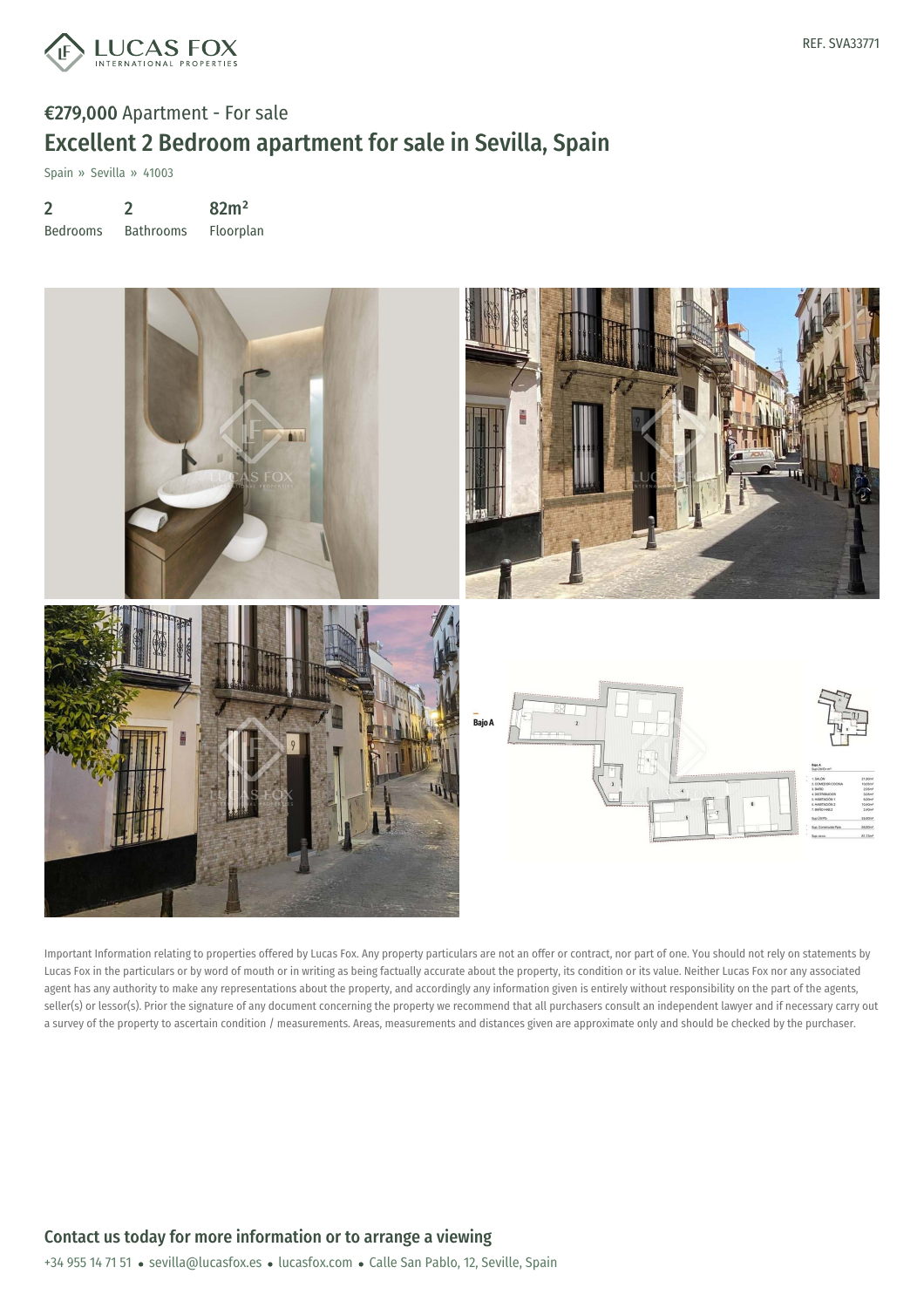REF. SVA33771

**€279,000** Apartment - For sale

# Excellent 2 Bedroom apartment for sale in Sevilla, Spain

Spain » Sevilla » 41003

| 2 | 2 | 82m² |
|---|---|---|
| Bedrooms | Bathrooms | Floorplan |

Important Information relating to properties offered by Lucas Fox. Any property particulars are not an offer or contract, nor part of one. You should not rely on statements by Lucas Fox in the particulars or by word of mouth or in writing as being factually accurate about the property, its condition or its value. Neither Lucas Fox nor any associated agent has any authority to make any representations about the property, and accordingly any information given is entirely without responsibility on the part of the agents, seller(s) or lessor(s). Prior the signature of any document concerning the property we recommend that all purchasers consult an independent lawyer and if necessary carry out a survey of the property to ascertain condition / measurements. Areas, measurements and distances given are approximate only and should be checked by the purchaser.

## Contact us today for more information or to arrange a viewing

+34 955 14 71 51 • sevilla@lucasfox.es • lucasfox.com • Calle San Pablo, 12, Seville, Spain